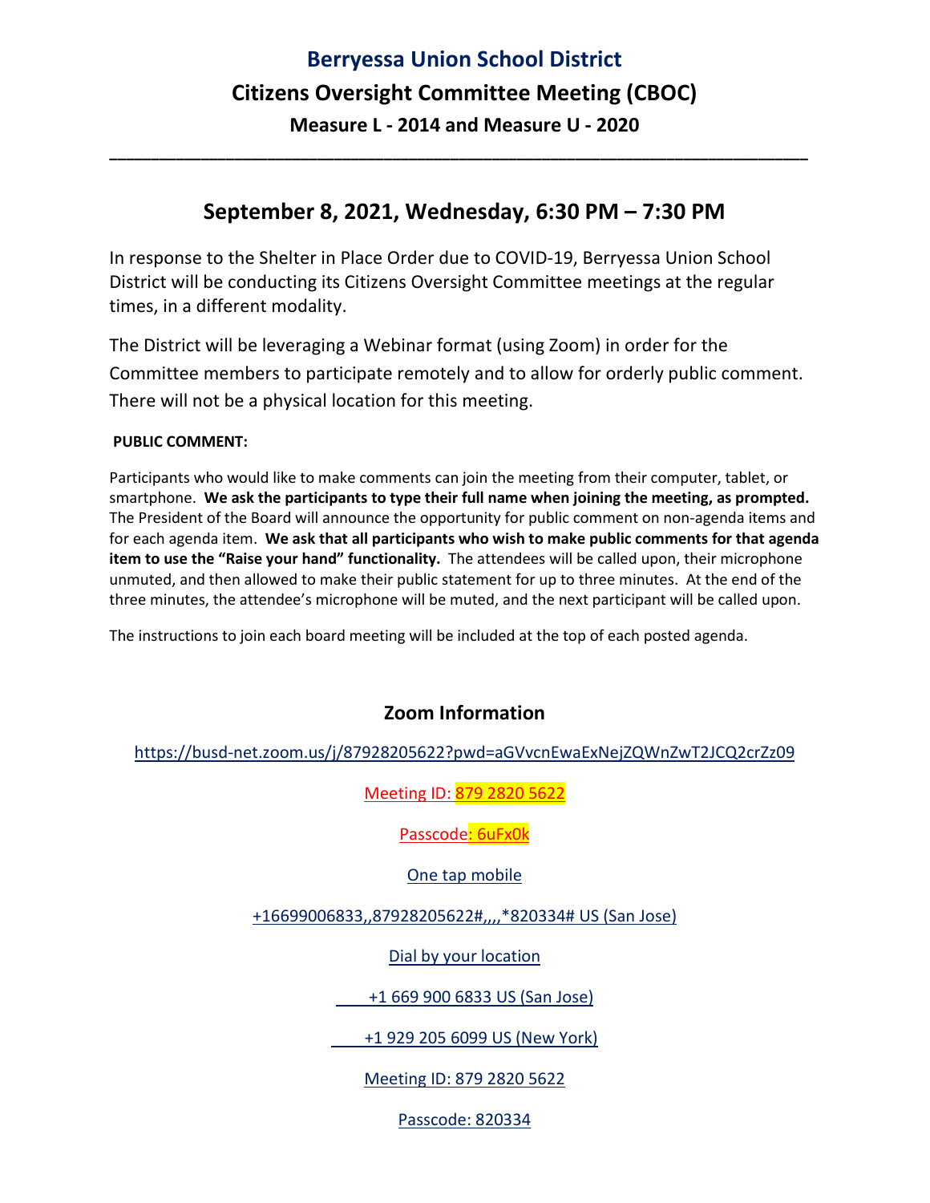# Berryessa Union School District

## Citizens Oversight Committee Meeting (CBOC)

### Measure L - 2014 and Measure U - 2020

---

## September 8, 2021, Wednesday, 6:30 PM – 7:30 PM

In response to the Shelter in Place Order due to COVID-19, Berryessa Union School District will be conducting its Citizens Oversight Committee meetings at the regular times, in a different modality.

The District will be leveraging a Webinar format (using Zoom) in order for the Committee members to participate remotely and to allow for orderly public comment. There will not be a physical location for this meeting.

**PUBLIC COMMENT:**

Participants who would like to make comments can join the meeting from their computer, tablet, or smartphone. **We ask the participants to type their full name when joining the meeting, as prompted.** The President of the Board will announce the opportunity for public comment on non-agenda items and for each agenda item. **We ask that all participants who wish to make public comments for that agenda item to use the "Raise your hand" functionality.** The attendees will be called upon, their microphone unmuted, and then allowed to make their public statement for up to three minutes. At the end of the three minutes, the attendee's microphone will be muted, and the next participant will be called upon.

The instructions to join each board meeting will be included at the top of each posted agenda.

### Zoom Information

https://busd-net.zoom.us/j/87928205622?pwd=aGVvcnEwaExNejZQWnZwT2JCQ2crZz09

Meeting ID: 879 2820 5622

Passcode: 6uFx0k

One tap mobile

+16699006833,,87928205622#,,,,*820334# US (San Jose)

Dial by your location

+1 669 900 6833 US (San Jose)

+1 929 205 6099 US (New York)

Meeting ID: 879 2820 5622

Passcode: 820334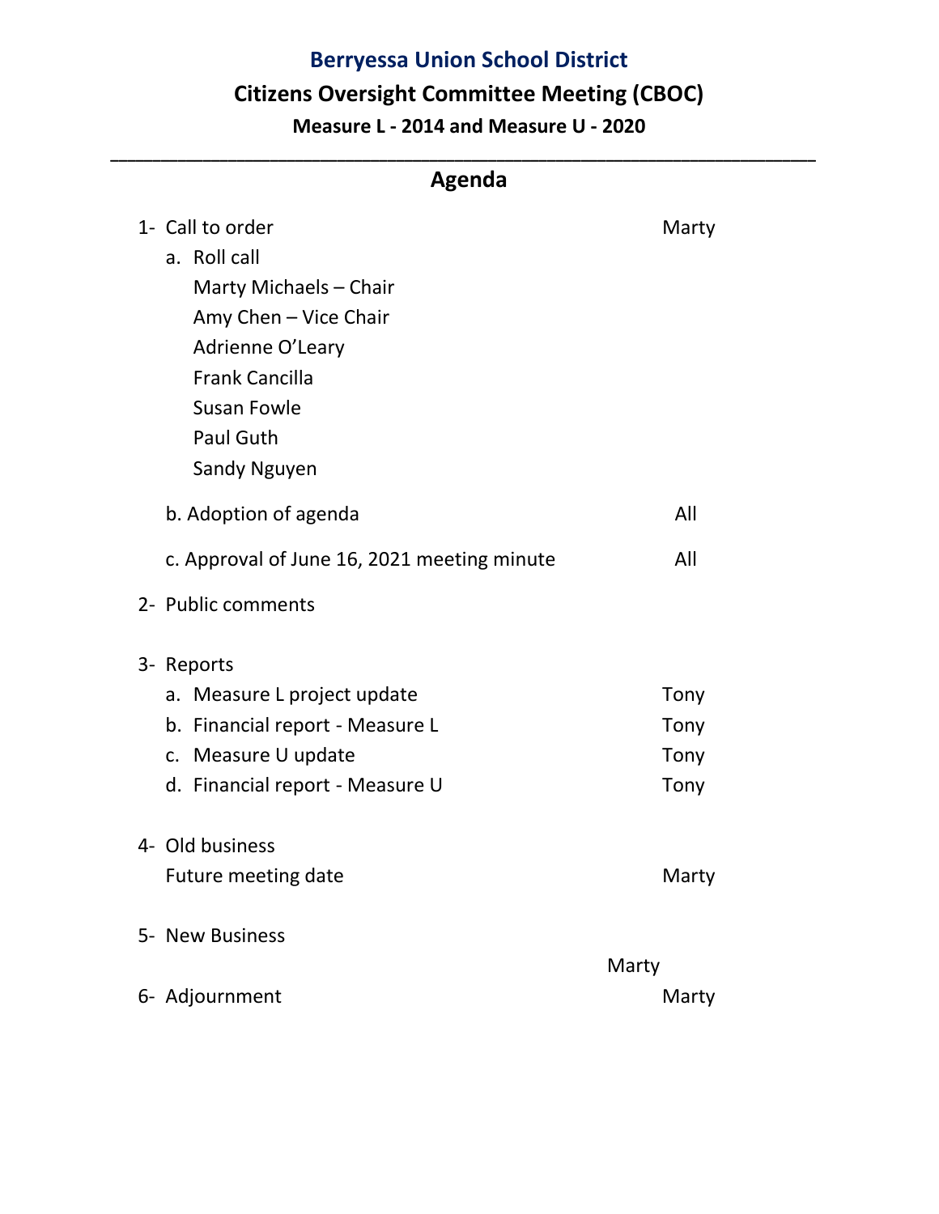## Berryessa Union School District

## Citizens Oversight Committee Meeting (CBOC)

### Measure L - 2014 and Measure U - 2020

---

## Agenda

1- Call to order — Marty

a. Roll call

Marty Michaels – Chair
Amy Chen – Vice Chair
Adrienne O'Leary
Frank Cancilla
Susan Fowle
Paul Guth
Sandy Nguyen

b. Adoption of agenda — All

c. Approval of June 16, 2021 meeting minute — All

2- Public comments

3- Reports

a. Measure L project update — Tony
b. Financial report - Measure L — Tony
c. Measure U update — Tony
d. Financial report - Measure U — Tony

4- Old business

Future meeting date — Marty

5- New Business

Marty

6- Adjournment — Marty